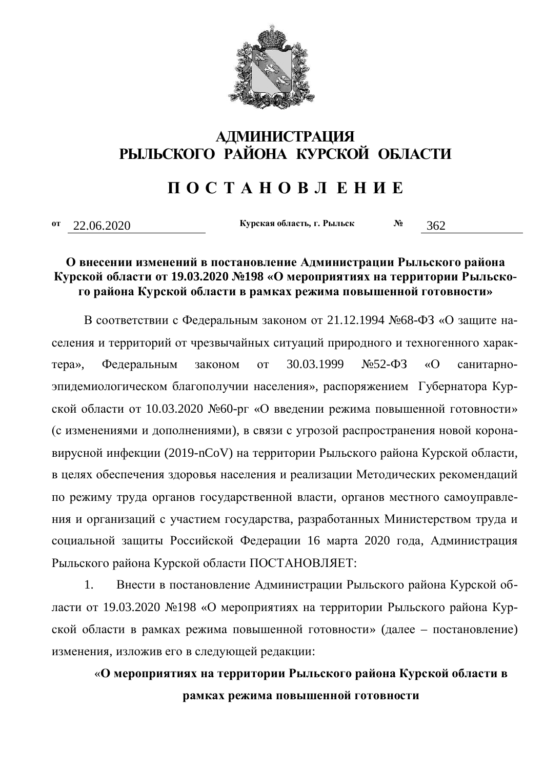# АДМИНИСТРАЦИЯ
# РЫЛЬСКОГО РАЙОНА КУРСКОЙ ОБЛАСТИ

## П О С Т А Н О В Л Е Н И Е

от 22.06.2020 Курская область, г. Рыльск № 362

**О внесении изменений в постановление Администрации Рыльского района Курской области от 19.03.2020 №198 «О мероприятиях на территории Рыльского района Курской области в рамках режима повышенной готовности»**

В соответствии с Федеральным законом от 21.12.1994 №68-ФЗ «О защите населения и территорий от чрезвычайных ситуаций природного и техногенного характера», Федеральным законом от 30.03.1999 №52-ФЗ «О санитарно-эпидемиологическом благополучии населения», распоряжением Губернатора Курской области от 10.03.2020 №60-рг «О введении режима повышенной готовности» (с изменениями и дополнениями), в связи с угрозой распространения новой коронавирусной инфекции (2019-nCoV) на территории Рыльского района Курской области, в целях обеспечения здоровья населения и реализации Методических рекомендаций по режиму труда органов государственной власти, органов местного самоуправления и организаций с участием государства, разработанных Министерством труда и социальной защиты Российской Федерации 16 марта 2020 года, Администрация Рыльского района Курской области ПОСТАНОВЛЯЕТ:

1. Внести в постановление Администрации Рыльского района Курской области от 19.03.2020 №198 «О мероприятиях на территории Рыльского района Курской области в рамках режима повышенной готовности» (далее – постановление) изменения, изложив его в следующей редакции:

**«О мероприятиях на территории Рыльского района Курской области в рамках режима повышенной готовности**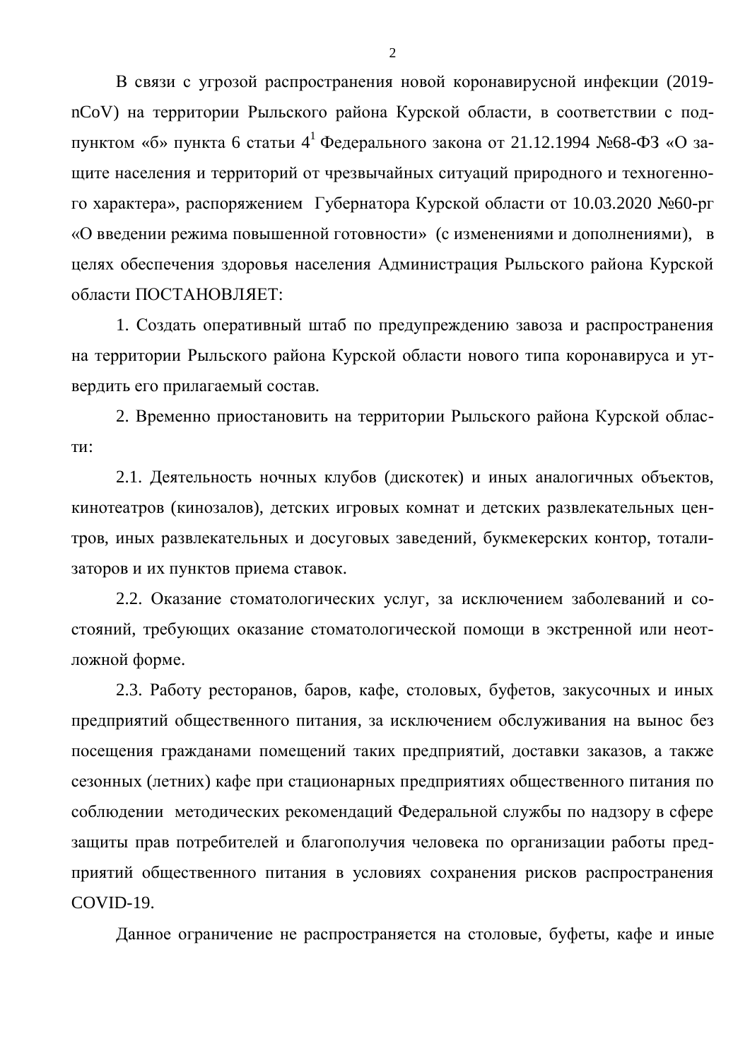В связи с угрозой распространения новой коронавирусной инфекции (2019-nCoV) на территории Рыльского района Курской области, в соответствии с подпунктом «б» пункта 6 статьи 4[1] Федерального закона от 21.12.1994 №68-ФЗ «О защите населения и территорий от чрезвычайных ситуаций природного и техногенного характера», распоряжением Губернатора Курской области от 10.03.2020 №60-рг «О введении режима повышенной готовности» (с изменениями и дополнениями), в целях обеспечения здоровья населения Администрация Рыльского района Курской области ПОСТАНОВЛЯЕТ:

1. Создать оперативный штаб по предупреждению завоза и распространения на территории Рыльского района Курской области нового типа коронавируса и утвердить его прилагаемый состав.

2. Временно приостановить на территории Рыльского района Курской области:

2.1. Деятельность ночных клубов (дискотек) и иных аналогичных объектов, кинотеатров (кинозалов), детских игровых комнат и детских развлекательных центров, иных развлекательных и досуговых заведений, букмекерских контор, тотализаторов и их пунктов приема ставок.

2.2. Оказание стоматологических услуг, за исключением заболеваний и состояний, требующих оказание стоматологической помощи в экстренной или неотложной форме.

2.3. Работу ресторанов, баров, кафе, столовых, буфетов, закусочных и иных предприятий общественного питания, за исключением обслуживания на вынос без посещения гражданами помещений таких предприятий, доставки заказов, а также сезонных (летних) кафе при стационарных предприятиях общественного питания по соблюдении методических рекомендаций Федеральной службы по надзору в сфере защиты прав потребителей и благополучия человека по организации работы предприятий общественного питания в условиях сохранения рисков распространения COVID-19.

Данное ограничение не распространяется на столовые, буфеты, кафе и иные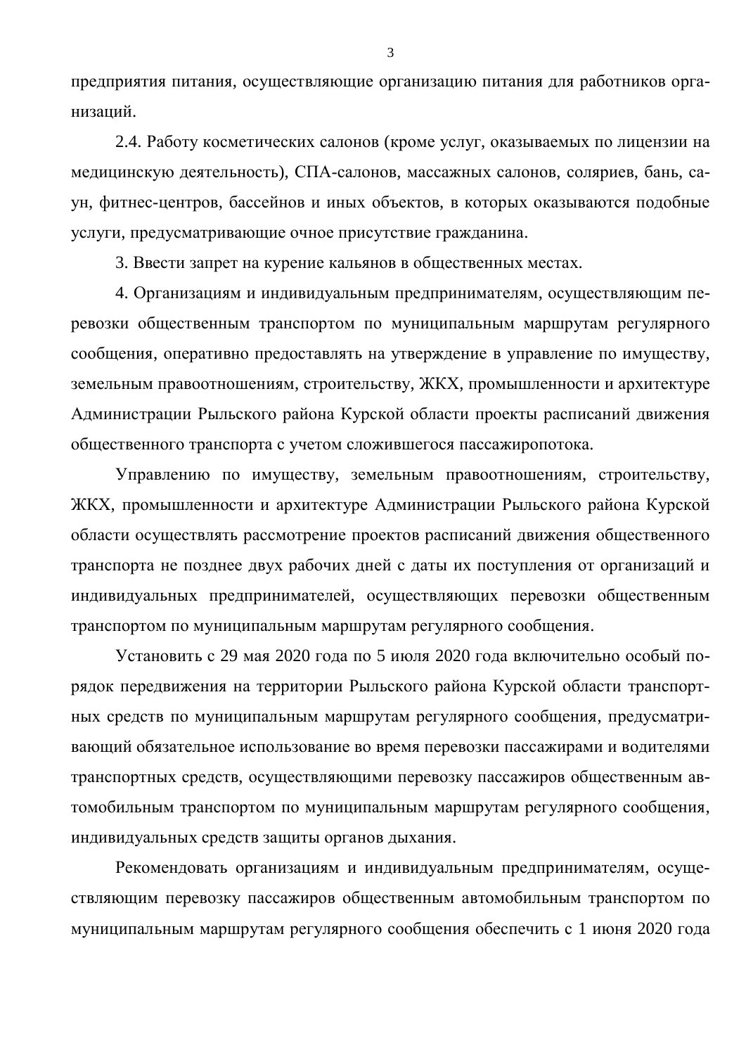предприятия питания, осуществляющие организацию питания для работников организаций.

2.4. Работу косметических салонов (кроме услуг, оказываемых по лицензии на медицинскую деятельность), СПА-салонов, массажных салонов, соляриев, бань, саун, фитнес-центров, бассейнов и иных объектов, в которых оказываются подобные услуги, предусматривающие очное присутствие гражданина.

3. Ввести запрет на курение кальянов в общественных местах.

4. Организациям и индивидуальным предпринимателям, осуществляющим перевозки общественным транспортом по муниципальным маршрутам регулярного сообщения, оперативно предоставлять на утверждение в управление по имуществу, земельным правоотношениям, строительству, ЖКХ, промышленности и архитектуре Администрации Рыльского района Курской области проекты расписаний движения общественного транспорта с учетом сложившегося пассажиропотока.

Управлению по имуществу, земельным правоотношениям, строительству, ЖКХ, промышленности и архитектуре Администрации Рыльского района Курской области осуществлять рассмотрение проектов расписаний движения общественного транспорта не позднее двух рабочих дней с даты их поступления от организаций и индивидуальных предпринимателей, осуществляющих перевозки общественным транспортом по муниципальным маршрутам регулярного сообщения.

Установить с 29 мая 2020 года по 5 июля 2020 года включительно особый порядок передвижения на территории Рыльского района Курской области транспортных средств по муниципальным маршрутам регулярного сообщения, предусматривающий обязательное использование во время перевозки пассажирами и водителями транспортных средств, осуществляющими перевозку пассажиров общественным автомобильным транспортом по муниципальным маршрутам регулярного сообщения, индивидуальных средств защиты органов дыхания.

Рекомендовать организациям и индивидуальным предпринимателям, осуществляющим перевозку пассажиров общественным автомобильным транспортом по муниципальным маршрутам регулярного сообщения обеспечить с 1 июня 2020 года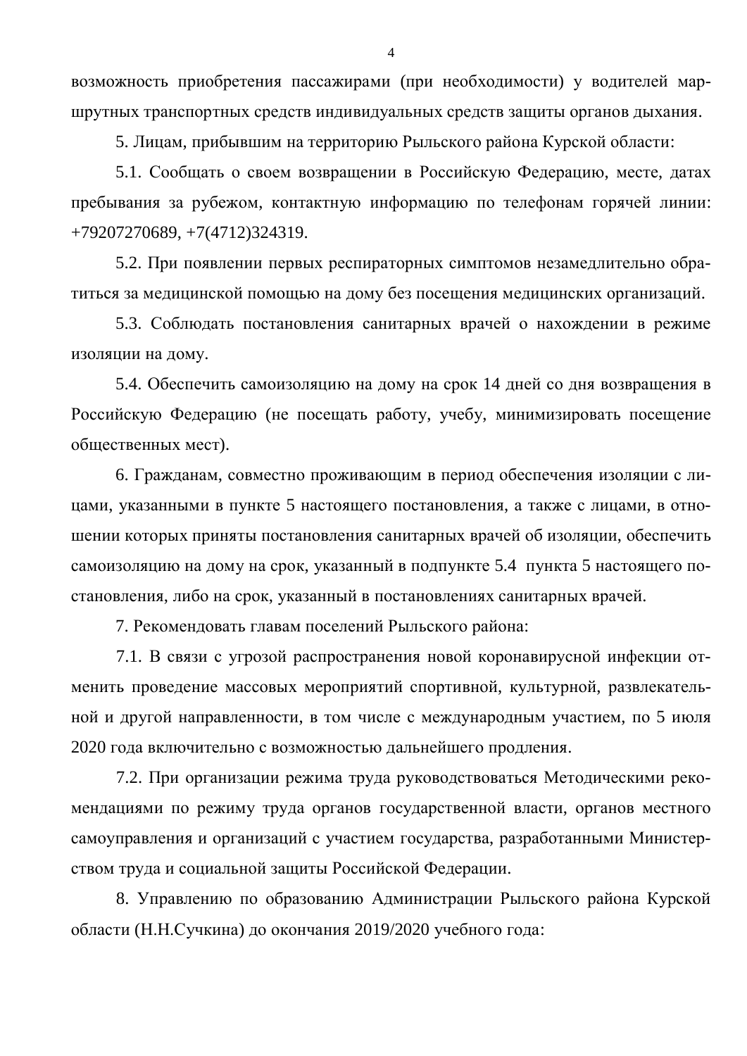возможность приобретения пассажирами (при необходимости) у водителей маршрутных транспортных средств индивидуальных средств защиты органов дыхания.

5. Лицам, прибывшим на территорию Рыльского района Курской области:

5.1. Сообщать о своем возвращении в Российскую Федерацию, месте, датах пребывания за рубежом, контактную информацию по телефонам горячей линии: +79207270689, +7(4712)324319.

5.2. При появлении первых респираторных симптомов незамедлительно обратиться за медицинской помощью на дому без посещения медицинских организаций.

5.3. Соблюдать постановления санитарных врачей о нахождении в режиме изоляции на дому.

5.4. Обеспечить самоизоляцию на дому на срок 14 дней со дня возвращения в Российскую Федерацию (не посещать работу, учебу, минимизировать посещение общественных мест).

6. Гражданам, совместно проживающим в период обеспечения изоляции с лицами, указанными в пункте 5 настоящего постановления, а также с лицами, в отношении которых приняты постановления санитарных врачей об изоляции, обеспечить самоизоляцию на дому на срок, указанный в подпункте 5.4 пункта 5 настоящего постановления, либо на срок, указанный в постановлениях санитарных врачей.

7. Рекомендовать главам поселений Рыльского района:

7.1. В связи с угрозой распространения новой коронавирусной инфекции отменить проведение массовых мероприятий спортивной, культурной, развлекательной и другой направленности, в том числе с международным участием, по 5 июля 2020 года включительно с возможностью дальнейшего продления.

7.2. При организации режима труда руководствоваться Методическими рекомендациями по режиму труда органов государственной власти, органов местного самоуправления и организаций с участием государства, разработанными Министерством труда и социальной защиты Российской Федерации.

8. Управлению по образованию Администрации Рыльского района Курской области (Н.Н.Сучкина) до окончания 2019/2020 учебного года: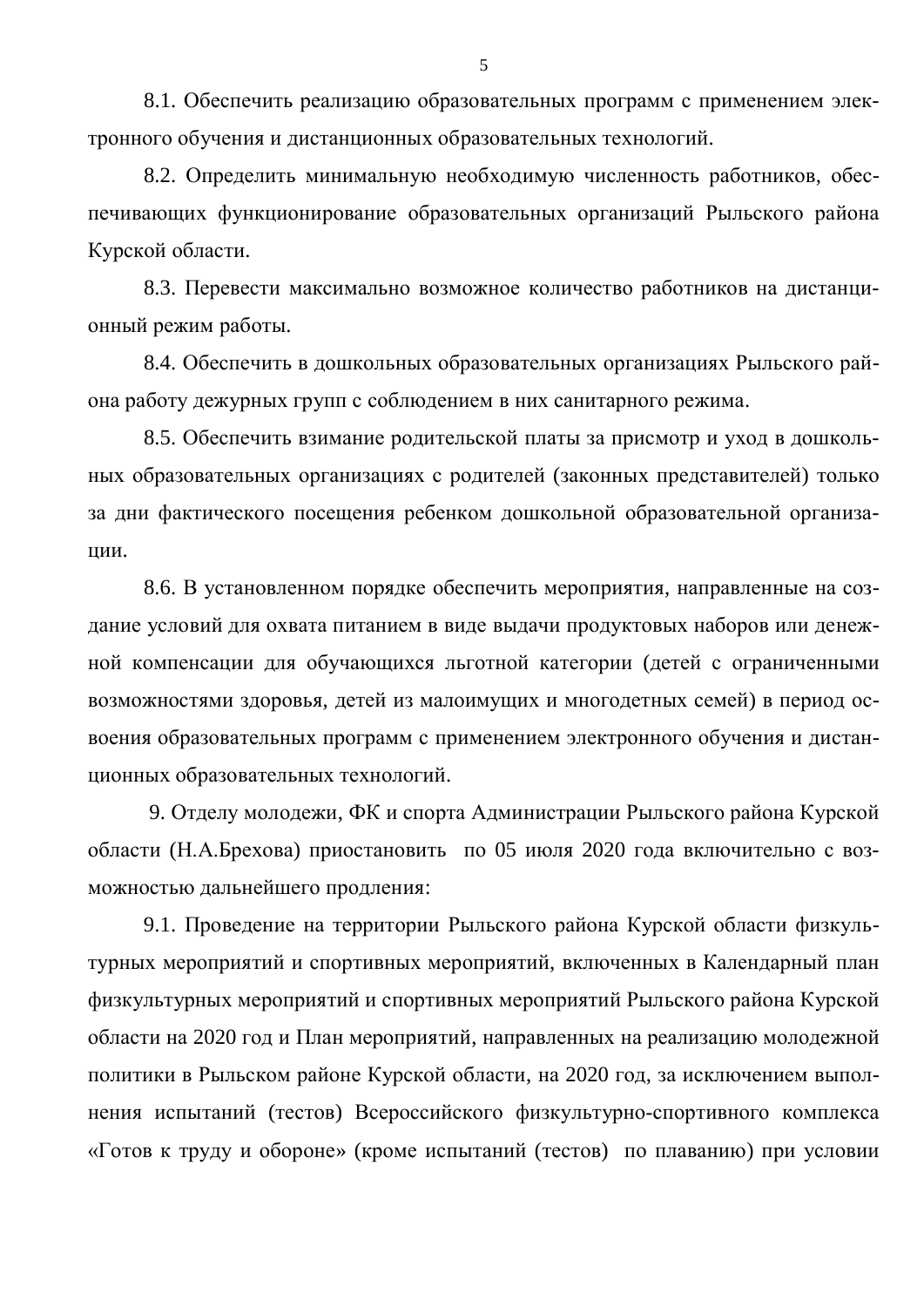8.1. Обеспечить реализацию образовательных программ с применением электронного обучения и дистанционных образовательных технологий.

8.2. Определить минимальную необходимую численность работников, обеспечивающих функционирование образовательных организаций Рыльского района Курской области.

8.3. Перевести максимально возможное количество работников на дистанционный режим работы.

8.4. Обеспечить в дошкольных образовательных организациях Рыльского района работу дежурных групп с соблюдением в них санитарного режима.

8.5. Обеспечить взимание родительской платы за присмотр и уход в дошкольных образовательных организациях с родителей (законных представителей) только за дни фактического посещения ребенком дошкольной образовательной организации.

8.6. В установленном порядке обеспечить мероприятия, направленные на создание условий для охвата питанием в виде выдачи продуктовых наборов или денежной компенсации для обучающихся льготной категории (детей с ограниченными возможностями здоровья, детей из малоимущих и многодетных семей) в период освоения образовательных программ с применением электронного обучения и дистанционных образовательных технологий.

9. Отделу молодежи, ФК и спорта Администрации Рыльского района Курской области (Н.А.Брехова) приостановить по 05 июля 2020 года включительно с возможностью дальнейшего продления:

9.1. Проведение на территории Рыльского района Курской области физкультурных мероприятий и спортивных мероприятий, включенных в Календарный план физкультурных мероприятий и спортивных мероприятий Рыльского района Курской области на 2020 год и План мероприятий, направленных на реализацию молодежной политики в Рыльском районе Курской области, на 2020 год, за исключением выполнения испытаний (тестов) Всероссийского физкультурно-спортивного комплекса «Готов к труду и обороне» (кроме испытаний (тестов) по плаванию) при условии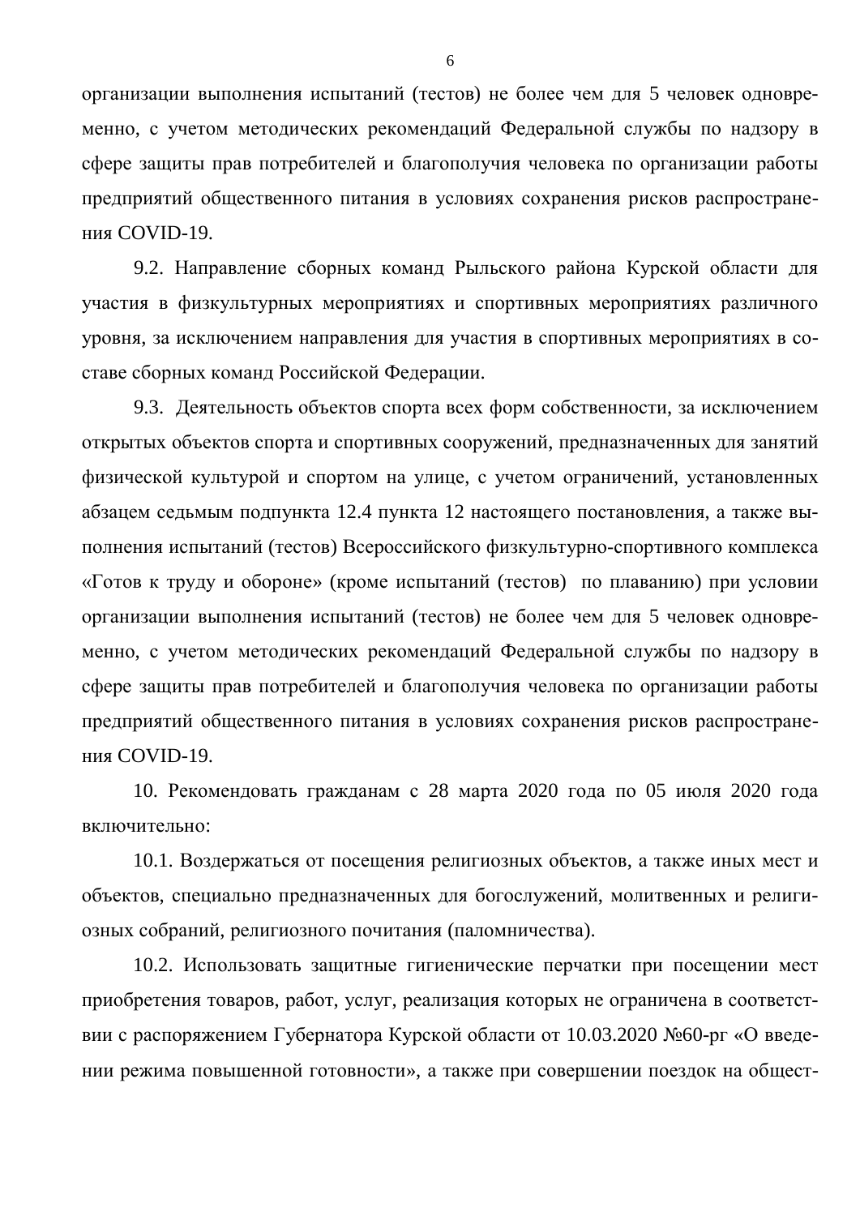организации выполнения испытаний (тестов) не более чем для 5 человек одновременно, с учетом методических рекомендаций Федеральной службы по надзору в сфере защиты прав потребителей и благополучия человека по организации работы предприятий общественного питания в условиях сохранения рисков распространения COVID-19.

9.2. Направление сборных команд Рыльского района Курской области для участия в физкультурных мероприятиях и спортивных мероприятиях различного уровня, за исключением направления для участия в спортивных мероприятиях в составе сборных команд Российской Федерации.

9.3. Деятельность объектов спорта всех форм собственности, за исключением открытых объектов спорта и спортивных сооружений, предназначенных для занятий физической культурой и спортом на улице, с учетом ограничений, установленных абзацем седьмым подпункта 12.4 пункта 12 настоящего постановления, а также выполнения испытаний (тестов) Всероссийского физкультурно-спортивного комплекса «Готов к труду и обороне» (кроме испытаний (тестов) по плаванию) при условии организации выполнения испытаний (тестов) не более чем для 5 человек одновременно, с учетом методических рекомендаций Федеральной службы по надзору в сфере защиты прав потребителей и благополучия человека по организации работы предприятий общественного питания в условиях сохранения рисков распространения COVID-19.

10. Рекомендовать гражданам с 28 марта 2020 года по 05 июля 2020 года включительно:

10.1. Воздержаться от посещения религиозных объектов, а также иных мест и объектов, специально предназначенных для богослужений, молитвенных и религиозных собраний, религиозного почитания (паломничества).

10.2. Использовать защитные гигиенические перчатки при посещении мест приобретения товаров, работ, услуг, реализация которых не ограничена в соответствии с распоряжением Губернатора Курской области от 10.03.2020 №60-рг «О введении режима повышенной готовности», а также при совершении поездок на общест-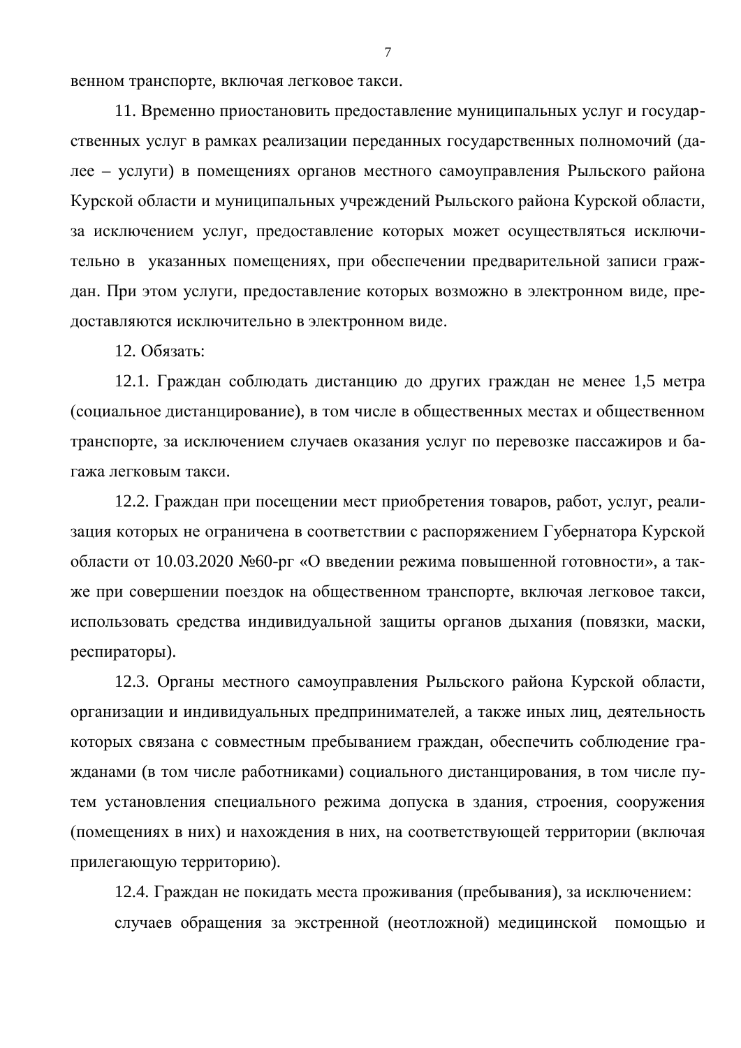венном транспорте, включая легковое такси.

11. Временно приостановить предоставление муниципальных услуг и государственных услуг в рамках реализации переданных государственных полномочий (далее – услуги) в помещениях органов местного самоуправления Рыльского района Курской области и муниципальных учреждений Рыльского района Курской области, за исключением услуг, предоставление которых может осуществляться исключительно в указанных помещениях, при обеспечении предварительной записи граждан. При этом услуги, предоставление которых возможно в электронном виде, предоставляются исключительно в электронном виде.

12. Обязать:

12.1. Граждан соблюдать дистанцию до других граждан не менее 1,5 метра (социальное дистанцирование), в том числе в общественных местах и общественном транспорте, за исключением случаев оказания услуг по перевозке пассажиров и багажа легковым такси.

12.2. Граждан при посещении мест приобретения товаров, работ, услуг, реализация которых не ограничена в соответствии с распоряжением Губернатора Курской области от 10.03.2020 №60-рг «О введении режима повышенной готовности», а также при совершении поездок на общественном транспорте, включая легковое такси, использовать средства индивидуальной защиты органов дыхания (повязки, маски, респираторы).

12.3. Органы местного самоуправления Рыльского района Курской области, организации и индивидуальных предпринимателей, а также иных лиц, деятельность которых связана с совместным пребыванием граждан, обеспечить соблюдение гражданами (в том числе работниками) социального дистанцирования, в том числе путем установления специального режима допуска в здания, строения, сооружения (помещениях в них) и нахождения в них, на соответствующей территории (включая прилегающую территорию).

12.4. Граждан не покидать места проживания (пребывания), за исключением:

случаев обращения за экстренной (неотложной) медицинской помощью и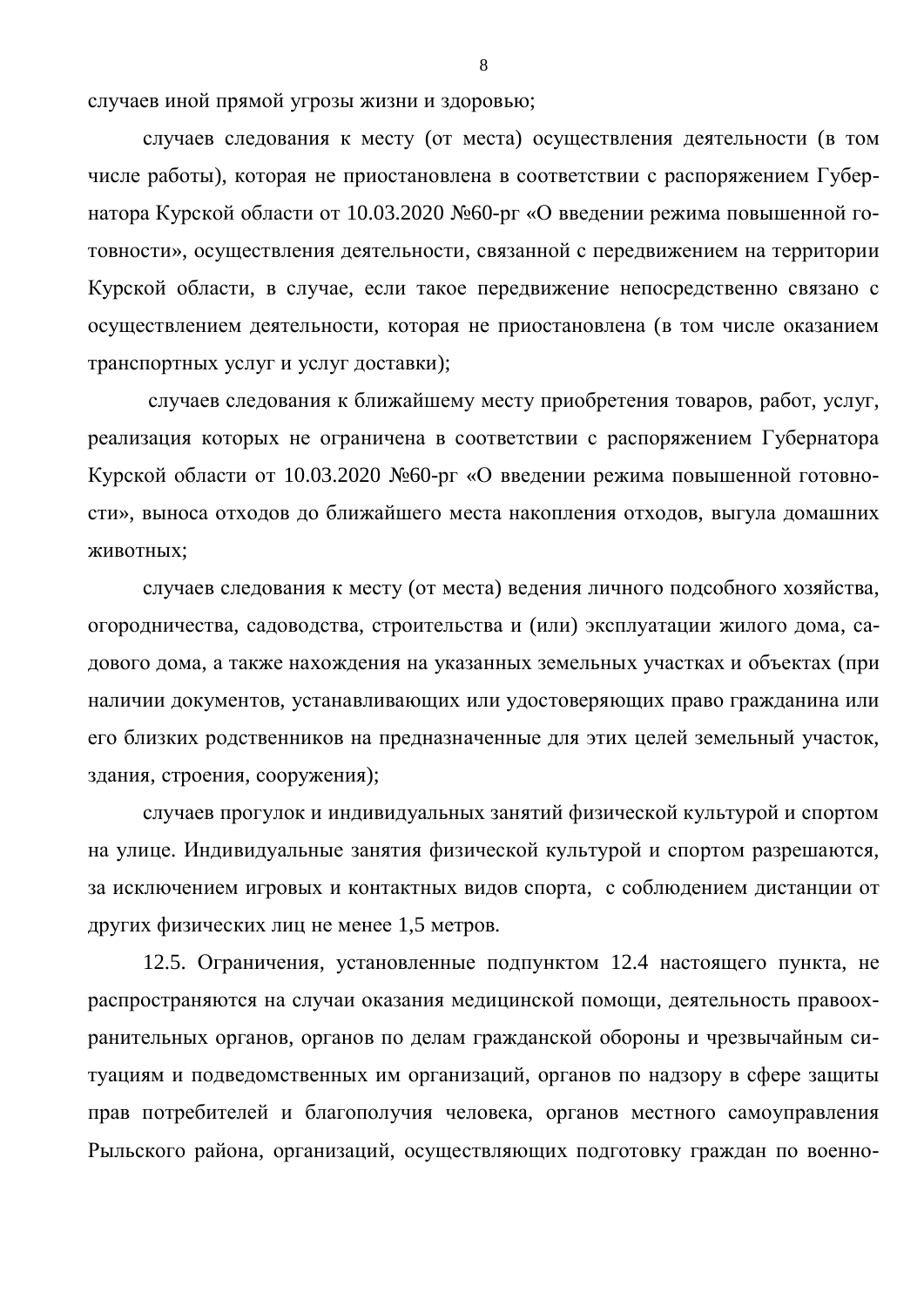случаев иной прямой угрозы жизни и здоровью;

случаев следования к месту (от места) осуществления деятельности (в том числе работы), которая не приостановлена в соответствии с распоряжением Губернатора Курской области от 10.03.2020 №60-рг «О введении режима повышенной готовности», осуществления деятельности, связанной с передвижением на территории Курской области, в случае, если такое передвижение непосредственно связано с осуществлением деятельности, которая не приостановлена (в том числе оказанием транспортных услуг и услуг доставки);

случаев следования к ближайшему месту приобретения товаров, работ, услуг, реализация которых не ограничена в соответствии с распоряжением Губернатора Курской области от 10.03.2020 №60-рг «О введении режима повышенной готовности», выноса отходов до ближайшего места накопления отходов, выгула домашних животных;

случаев следования к месту (от места) ведения личного подсобного хозяйства, огородничества, садоводства, строительства и (или) эксплуатации жилого дома, садового дома, а также нахождения на указанных земельных участках и объектах (при наличии документов, устанавливающих или удостоверяющих право гражданина или его близких родственников на предназначенные для этих целей земельный участок, здания, строения, сооружения);

случаев прогулок и индивидуальных занятий физической культурой и спортом на улице. Индивидуальные занятия физической культурой и спортом разрешаются, за исключением игровых и контактных видов спорта, с соблюдением дистанции от других физических лиц не менее 1,5 метров.

12.5. Ограничения, установленные подпунктом 12.4 настоящего пункта, не распространяются на случаи оказания медицинской помощи, деятельность правоохранительных органов, органов по делам гражданской обороны и чрезвычайным ситуациям и подведомственных им организаций, органов по надзору в сфере защиты прав потребителей и благополучия человека, органов местного самоуправления Рыльского района, организаций, осуществляющих подготовку граждан по военно-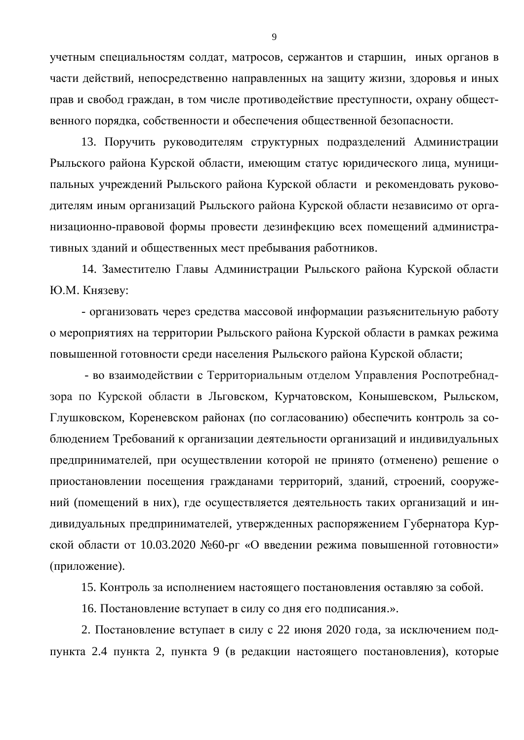учетным специальностям солдат, матросов, сержантов и старшин, иных органов в части действий, непосредственно направленных на защиту жизни, здоровья и иных прав и свобод граждан, в том числе противодействие преступности, охрану общественного порядка, собственности и обеспечения общественной безопасности.

13. Поручить руководителям структурных подразделений Администрации Рыльского района Курской области, имеющим статус юридического лица, муниципальных учреждений Рыльского района Курской области и рекомендовать руководителям иным организаций Рыльского района Курской области независимо от организационно-правовой формы провести дезинфекцию всех помещений административных зданий и общественных мест пребывания работников.

14. Заместителю Главы Администрации Рыльского района Курской области Ю.М. Князеву:

- организовать через средства массовой информации разъяснительную работу о мероприятиях на территории Рыльского района Курской области в рамках режима повышенной готовности среди населения Рыльского района Курской области;

- во взаимодействии с Территориальным отделом Управления Роспотребнадзора по Курской области в Льговском, Курчатовском, Конышевском, Рыльском, Глушковском, Кореневском районах (по согласованию) обеспечить контроль за соблюдением Требований к организации деятельности организаций и индивидуальных предпринимателей, при осуществлении которой не принято (отменено) решение о приостановлении посещения гражданами территорий, зданий, строений, сооружений (помещений в них), где осуществляется деятельность таких организаций и индивидуальных предпринимателей, утвержденных распоряжением Губернатора Курской области от 10.03.2020 №60-рг «О введении режима повышенной готовности» (приложение).

15. Контроль за исполнением настоящего постановления оставляю за собой.

16. Постановление вступает в силу со дня его подписания.».

2. Постановление вступает в силу с 22 июня 2020 года, за исключением подпункта 2.4 пункта 2, пункта 9 (в редакции настоящего постановления), которые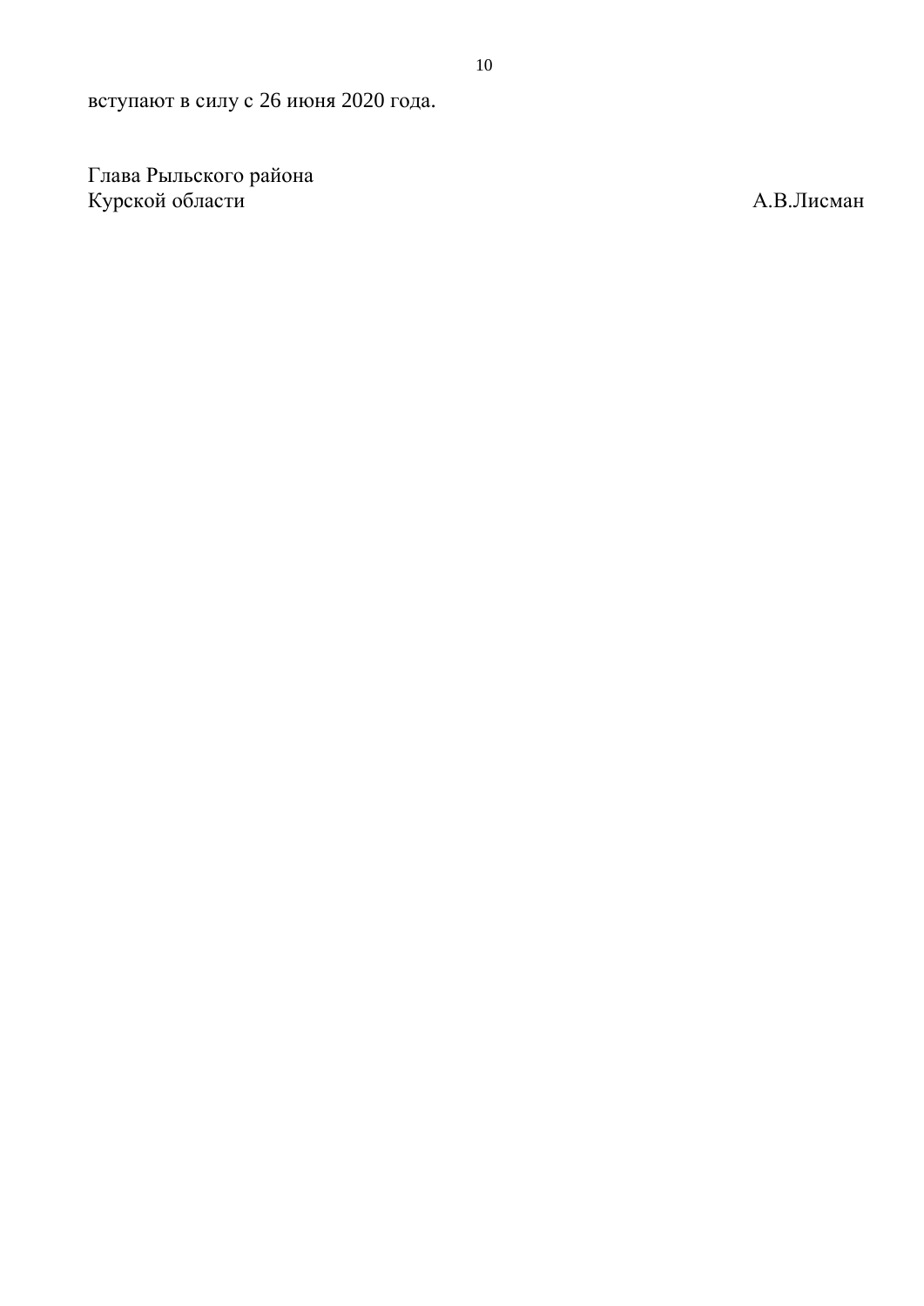вступают в силу с 26 июня 2020 года.

Глава Рыльского района
Курской области А.В.Лисман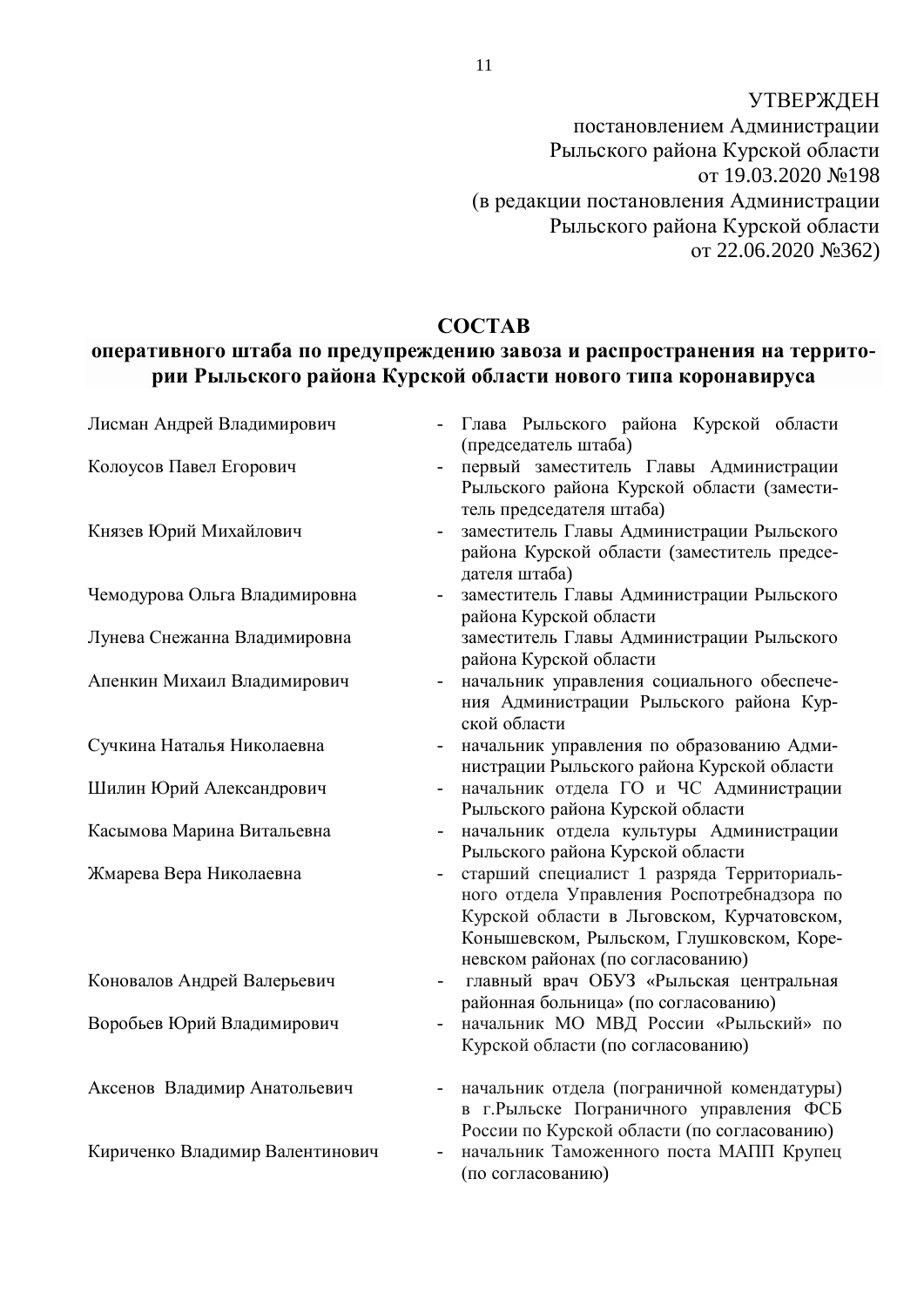УТВЕРЖДЕН
постановлением Администрации
Рыльского района Курской области
от 19.03.2020 №198
(в редакции постановления Администрации
Рыльского района Курской области
от 22.06.2020 №362)

## СОСТАВ
### оперативного штаба по предупреждению завоза и распространения на территории Рыльского района Курской области нового типа коронавируса

| | | |
|---|---|---|
| Лисман Андрей Владимирович | - | Глава Рыльского района Курской области (председатель штаба) |
| Колоусов Павел Егорович | - | первый заместитель Главы Администрации Рыльского района Курской области (заместитель председателя штаба) |
| Князев Юрий Михайлович | - | заместитель Главы Администрации Рыльского района Курской области (заместитель председателя штаба) |
| Чемодурова Ольга Владимировна | - | заместитель Главы Администрации Рыльского района Курской области |
| Лунева Снежанна Владимировна | | заместитель Главы Администрации Рыльского района Курской области |
| Апенкин Михаил Владимирович | - | начальник управления социального обеспечения Администрации Рыльского района Курской области |
| Сучкина Наталья Николаевна | - | начальник управления по образованию Администрации Рыльского района Курской области |
| Шилин Юрий Александрович | - | начальник отдела ГО и ЧС Администрации Рыльского района Курской области |
| Касымова Марина Витальевна | - | начальник отдела культуры Администрации Рыльского района Курской области |
| Жмарева Вера Николаевна | - | старший специалист 1 разряда Территориального отдела Управления Роспотребнадзора по Курской области в Льговском, Курчатовском, Конышевском, Рыльском, Глушковском, Кореневском районах (по согласованию) |
| Коновалов Андрей Валерьевич | - | главный врач ОБУЗ «Рыльская центральная районная больница» (по согласованию) |
| Воробьев Юрий Владимирович | - | начальник МО МВД России «Рыльский» по Курской области (по согласованию) |
| Аксенов Владимир Анатольевич | - | начальник отдела (пограничной комендатуры) в г.Рыльске Пограничного управления ФСБ России по Курской области (по согласованию) |
| Кириченко Владимир Валентинович | - | начальник Таможенного поста МАПП Крупец (по согласованию) |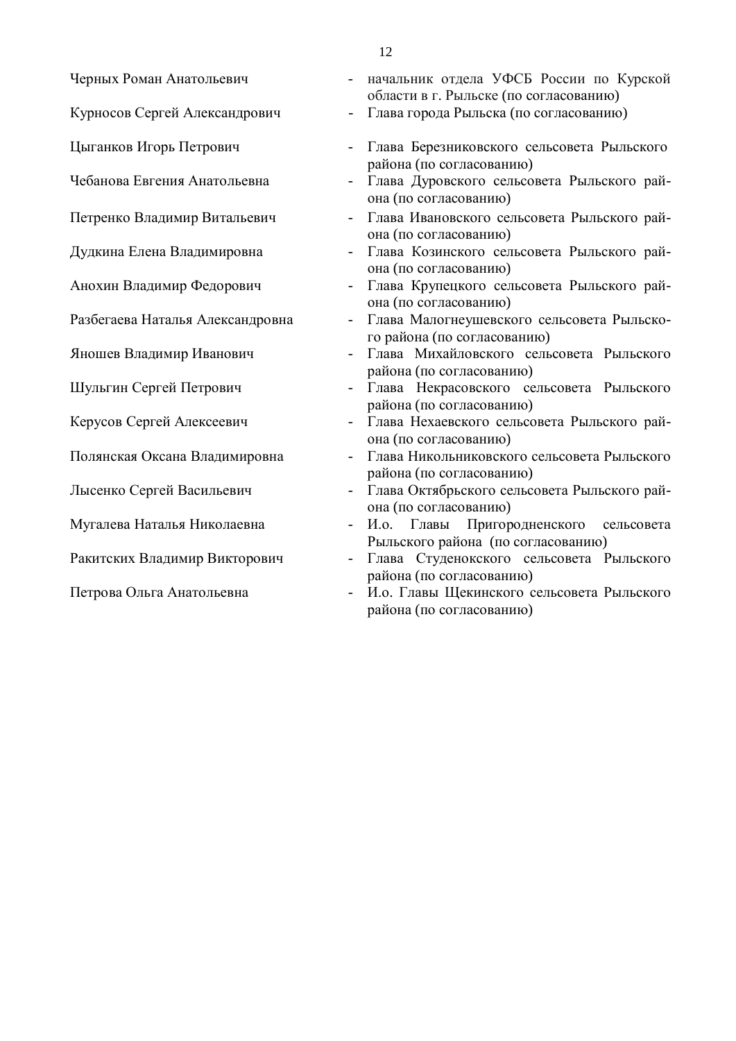| | |
|---|---|
| Черных Роман Анатольевич | - начальник отдела УФСБ России по Курской области в г. Рыльске (по согласованию) |
| Курносов Сергей Александрович | - Глава города Рыльска (по согласованию) |
| Цыганков Игорь Петрович | - Глава Березниковского сельсовета Рыльского района (по согласованию) |
| Чебанова Евгения Анатольевна | - Глава Дуровского сельсовета Рыльского района (по согласованию) |
| Петренко Владимир Витальевич | - Глава Ивановского сельсовета Рыльского района (по согласованию) |
| Дудкина Елена Владимировна | - Глава Козинского сельсовета Рыльского района (по согласованию) |
| Анохин Владимир Федорович | - Глава Крупецкого сельсовета Рыльского района (по согласованию) |
| Разбегаева Наталья Александровна | - Глава Малогнеушевского сельсовета Рыльского района (по согласованию) |
| Яношев Владимир Иванович | - Глава Михайловского сельсовета Рыльского района (по согласованию) |
| Шульгин Сергей Петрович | - Глава Некрасовского сельсовета Рыльского района (по согласованию) |
| Керусов Сергей Алексеевич | - Глава Нехаевского сельсовета Рыльского района (по согласованию) |
| Полянская Оксана Владимировна | - Глава Никольниковского сельсовета Рыльского района (по согласованию) |
| Лысенко Сергей Васильевич | - Глава Октябрьского сельсовета Рыльского района (по согласованию) |
| Мугалева Наталья Николаевна | - И.о. Главы Пригородненского сельсовета Рыльского района (по согласованию) |
| Ракитских Владимир Викторович | - Глава Студенокского сельсовета Рыльского района (по согласованию) |
| Петрова Ольга Анатольевна | - И.о. Главы Щекинского сельсовета Рыльского района (по согласованию) |